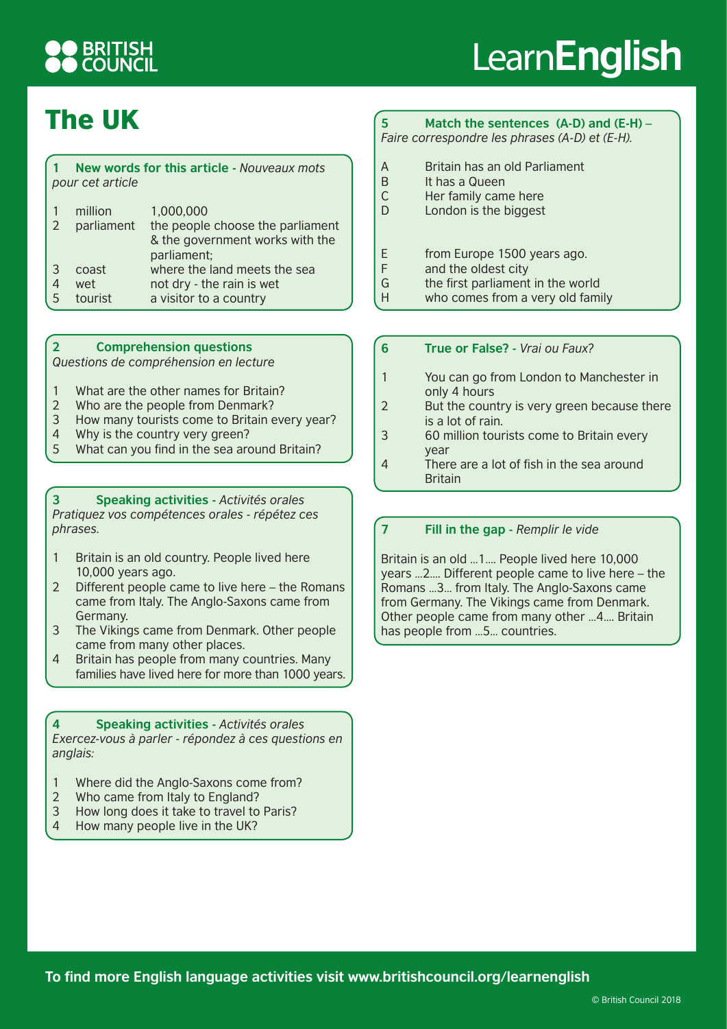# The UK

## 1 New words for this article - *Nouveaux mots pour cet article*

| | | |
|---|---|---|
| 1 | million | 1,000,000 |
| 2 | parliament | the people choose the parliament & the government works with the parliament; |
| 3 | coast | where the land meets the sea |
| 4 | wet | not dry - the rain is wet |
| 5 | tourist | a visitor to a country |

## 2 Comprehension questions

*Questions de compréhension en lecture*

1. What are the other names for Britain?
2. Who are the people from Denmark?
3. How many tourists come to Britain every year?
4. Why is the country very green?
5. What can you find in the sea around Britain?

## 3 Speaking activities - *Activités orales*

*Pratiquez vos compétences orales - répétez ces phrases.*

1. Britain is an old country. People lived here 10,000 years ago.
2. Different people came to live here – the Romans came from Italy. The Anglo-Saxons came from Germany.
3. The Vikings came from Denmark. Other people came from many other places.
4. Britain has people from many countries. Many families have lived here for more than 1000 years.

## 4 Speaking activities - *Activités orales*

*Exercez-vous à parler - répondez à ces questions en anglais:*

1. Where did the Anglo-Saxons come from?
2. Who came from Italy to England?
3. How long does it take to travel to Paris?
4. How many people live in the UK?

## 5 Match the sentences (A-D) and (E-H) – *Faire correspondre les phrases (A-D) et (E-H).*

A Britain has an old Parliament
B It has a Queen
C Her family came here
D London is the biggest

E from Europe 1500 years ago.
F and the oldest city
G the first parliament in the world
H who comes from a very old family

## 6 True or False? - *Vrai ou Faux?*

1. You can go from London to Manchester in only 4 hours
2. But the country is very green because there is a lot of rain.
3. 60 million tourists come to Britain every year
4. There are a lot of fish in the sea around Britain

## 7 Fill in the gap - *Remplir le vide*

Britain is an old ...1.... People lived here 10,000 years ...2.... Different people came to live here – the Romans ...3... from Italy. The Anglo-Saxons came from Germany. The Vikings came from Denmark. Other people came from many other ...4.... Britain has people from ...5... countries.

**To find more English language activities visit www.britishcouncil.org/learnenglish**

© British Council 2018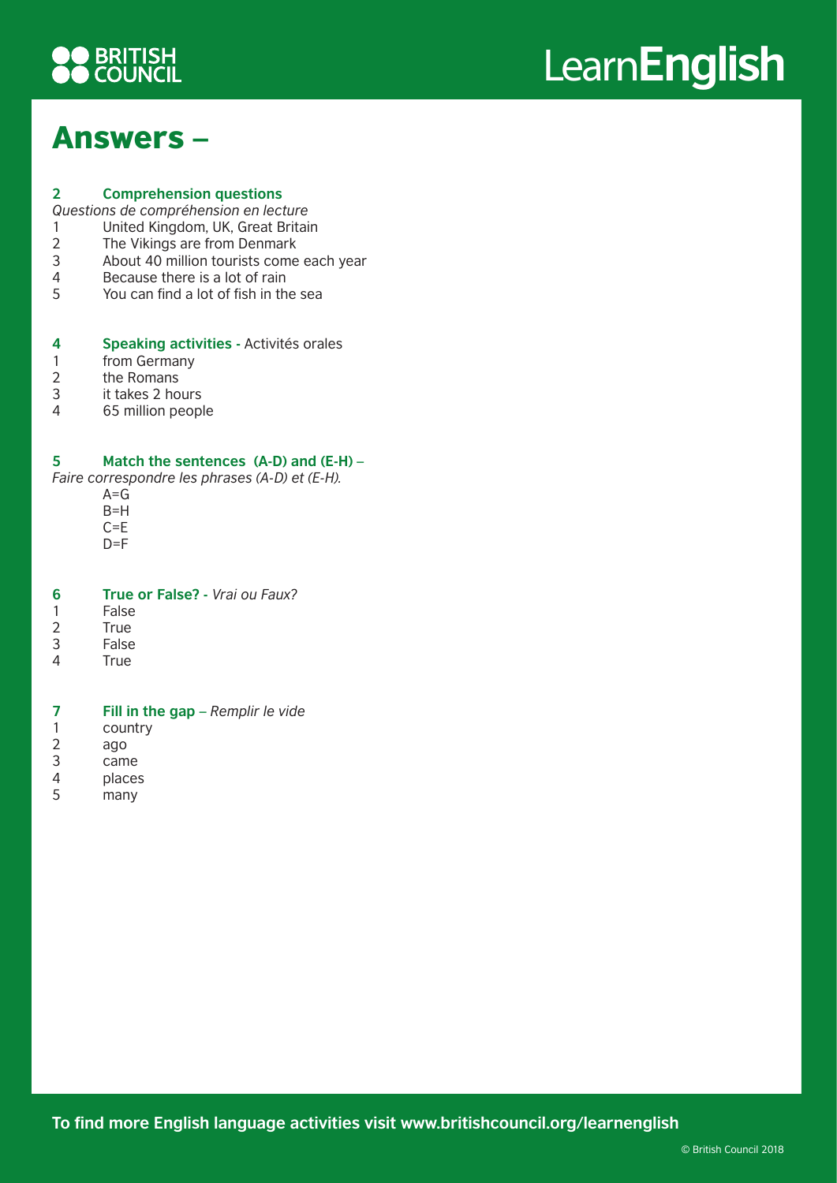# Answers –

## 2 Comprehension questions

*Questions de compréhension en lecture*

1. United Kingdom, UK, Great Britain
2. The Vikings are from Denmark
3. About 40 million tourists come each year
4. Because there is a lot of rain
5. You can find a lot of fish in the sea

## 4 Speaking activities - Activités orales

1. from Germany
2. the Romans
3. it takes 2 hours
4. 65 million people

## 5 Match the sentences (A-D) and (E-H) –

*Faire correspondre les phrases (A-D) et (E-H).*

A=G
B=H
C=E
D=F

## 6 True or False? - *Vrai ou Faux?*

1. False
2. True
3. False
4. True

## 7 Fill in the gap – *Remplir le vide*

1. country
2. ago
3. came
4. places
5. many

**To find more English language activities visit www.britishcouncil.org/learnenglish**

© British Council 2018